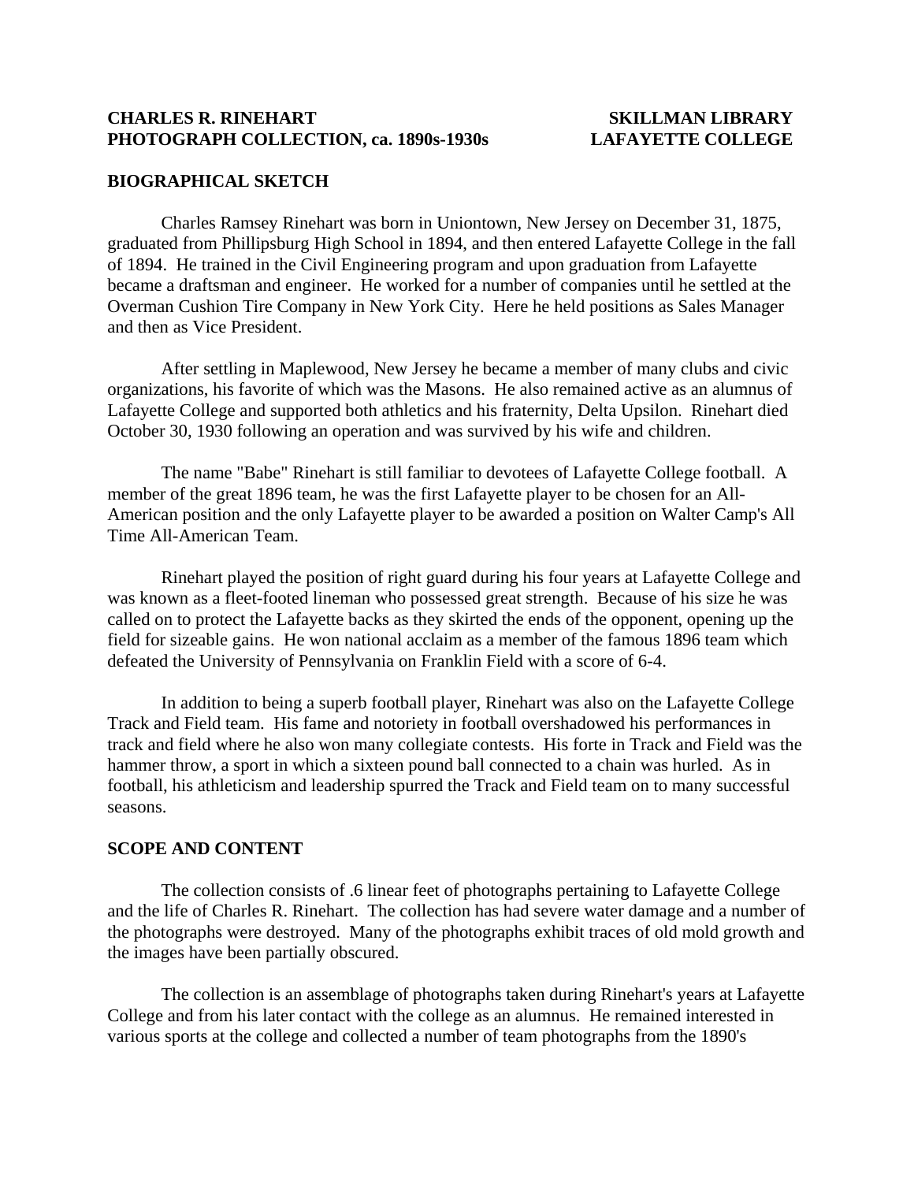**CHARLES R. RINEHART**
**PHOTOGRAPH COLLECTION, ca. 1890s-1930s**

**SKILLMAN LIBRARY**
**LAFAYETTE COLLEGE**

## BIOGRAPHICAL SKETCH

Charles Ramsey Rinehart was born in Uniontown, New Jersey on December 31, 1875, graduated from Phillipsburg High School in 1894, and then entered Lafayette College in the fall of 1894. He trained in the Civil Engineering program and upon graduation from Lafayette became a draftsman and engineer. He worked for a number of companies until he settled at the Overman Cushion Tire Company in New York City. Here he held positions as Sales Manager and then as Vice President.

After settling in Maplewood, New Jersey he became a member of many clubs and civic organizations, his favorite of which was the Masons. He also remained active as an alumnus of Lafayette College and supported both athletics and his fraternity, Delta Upsilon. Rinehart died October 30, 1930 following an operation and was survived by his wife and children.

The name "Babe" Rinehart is still familiar to devotees of Lafayette College football. A member of the great 1896 team, he was the first Lafayette player to be chosen for an All-American position and the only Lafayette player to be awarded a position on Walter Camp's All Time All-American Team.

Rinehart played the position of right guard during his four years at Lafayette College and was known as a fleet-footed lineman who possessed great strength. Because of his size he was called on to protect the Lafayette backs as they skirted the ends of the opponent, opening up the field for sizeable gains. He won national acclaim as a member of the famous 1896 team which defeated the University of Pennsylvania on Franklin Field with a score of 6-4.

In addition to being a superb football player, Rinehart was also on the Lafayette College Track and Field team. His fame and notoriety in football overshadowed his performances in track and field where he also won many collegiate contests. His forte in Track and Field was the hammer throw, a sport in which a sixteen pound ball connected to a chain was hurled. As in football, his athleticism and leadership spurred the Track and Field team on to many successful seasons.

## SCOPE AND CONTENT

The collection consists of .6 linear feet of photographs pertaining to Lafayette College and the life of Charles R. Rinehart. The collection has had severe water damage and a number of the photographs were destroyed. Many of the photographs exhibit traces of old mold growth and the images have been partially obscured.

The collection is an assemblage of photographs taken during Rinehart's years at Lafayette College and from his later contact with the college as an alumnus. He remained interested in various sports at the college and collected a number of team photographs from the 1890's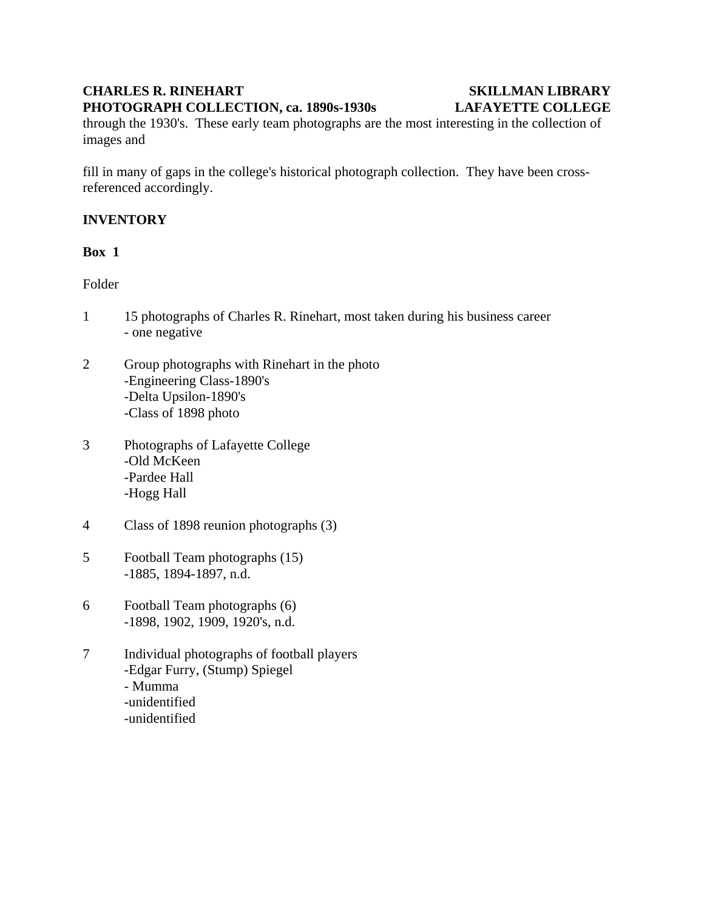through the 1930's. These early team photographs are the most interesting in the collection of images and

fill in many of gaps in the college's historical photograph collection. They have been cross-referenced accordingly.

## INVENTORY

### Box 1

Folder

1 15 photographs of Charles R. Rinehart, most taken during his business career
- one negative

2 Group photographs with Rinehart in the photo
- Engineering Class-1890's
- Delta Upsilon-1890's
- Class of 1898 photo

3 Photographs of Lafayette College
- Old McKeen
- Pardee Hall
- Hogg Hall

4 Class of 1898 reunion photographs (3)

5 Football Team photographs (15)
- 1885, 1894-1897, n.d.

6 Football Team photographs (6)
- 1898, 1902, 1909, 1920's, n.d.

7 Individual photographs of football players
- Edgar Furry, (Stump) Spiegel
- Mumma
- unidentified
- unidentified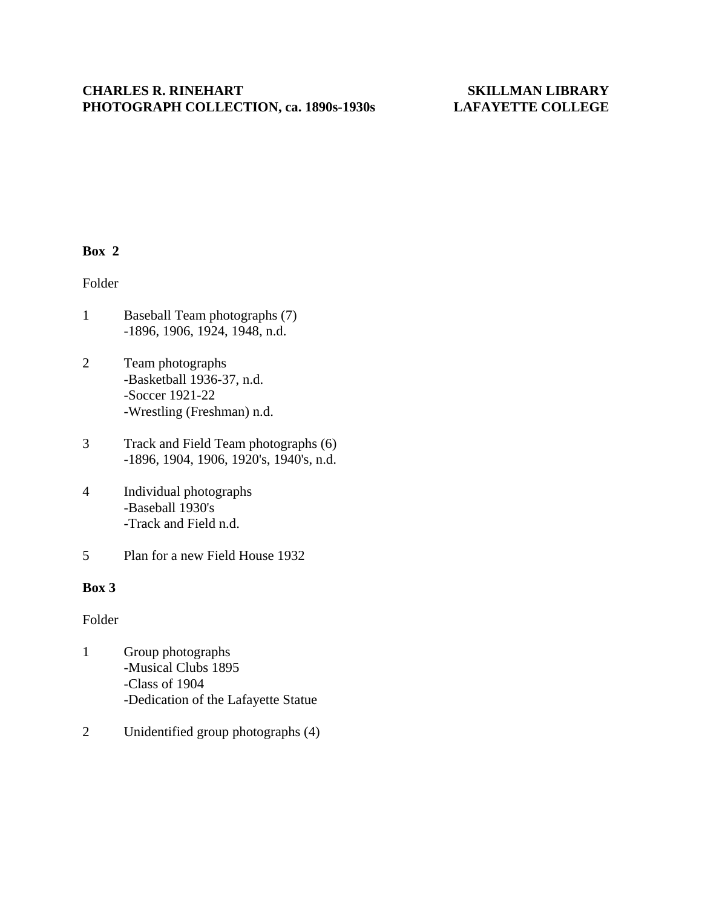**Box 2**

Folder

| | |
|---|---|
| 1 | Baseball Team photographs (7)<br>-1896, 1906, 1924, 1948, n.d. |
| 2 | Team photographs<br>-Basketball 1936-37, n.d.<br>-Soccer 1921-22<br>-Wrestling (Freshman) n.d. |
| 3 | Track and Field Team photographs (6)<br>-1896, 1904, 1906, 1920's, 1940's, n.d. |
| 4 | Individual photographs<br>-Baseball 1930's<br>-Track and Field n.d. |
| 5 | Plan for a new Field House 1932 |

**Box 3**

Folder

| | |
|---|---|
| 1 | Group photographs<br>-Musical Clubs 1895<br>-Class of 1904<br>-Dedication of the Lafayette Statue |
| 2 | Unidentified group photographs (4) |